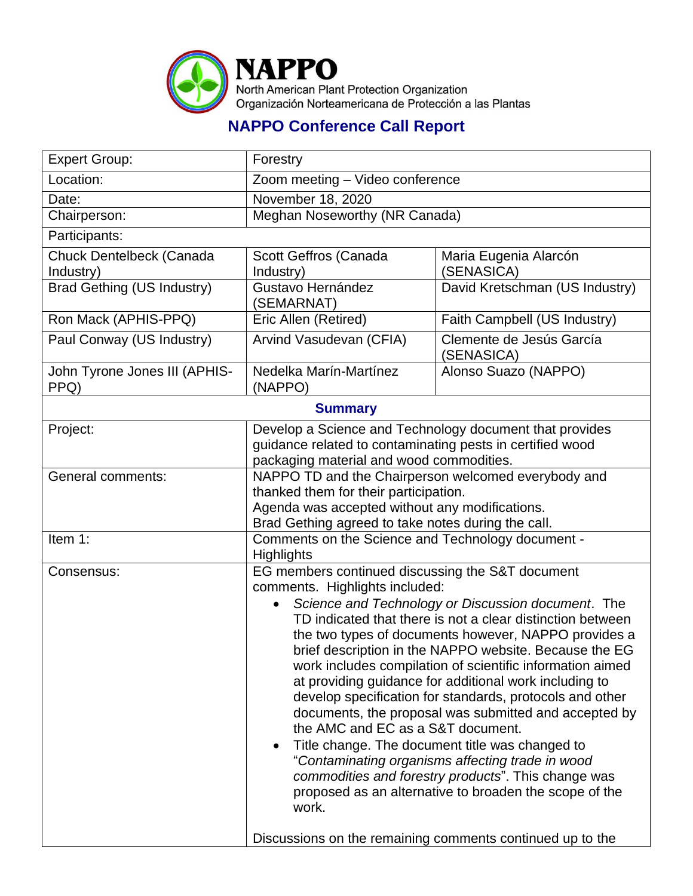**NAPPO**
North American Plant Protection Organization
Organización Norteamericana de Protección a las Plantas

## NAPPO Conference Call Report

| Expert Group: | Forestry | |
|---|---|---|
| Location: | Zoom meeting – Video conference | |
| Date: | November 18, 2020 | |
| Chairperson: | Meghan Noseworthy (NR Canada) | |
| Participants: | | |
| Chuck Dentelbeck (Canada Industry) | Scott Geffros (Canada Industry) | Maria Eugenia Alarcón (SENASICA) |
| Brad Gething (US Industry) | Gustavo Hernández (SEMARNAT) | David Kretschman (US Industry) |
| Ron Mack (APHIS-PPQ) | Eric Allen (Retired) | Faith Campbell (US Industry) |
| Paul Conway (US Industry) | Arvind Vasudevan (CFIA) | Clemente de Jesús García (SENASICA) |
| John Tyrone Jones III (APHIS-PPQ) | Nedelka Marín-Martínez (NAPPO) | Alonso Suazo (NAPPO) |
| **Summary** | | |
| Project: | Develop a Science and Technology document that provides guidance related to contaminating pests in certified wood packaging material and wood commodities. | |
| General comments: | NAPPO TD and the Chairperson welcomed everybody and thanked them for their participation.<br>Agenda was accepted without any modifications.<br>Brad Gething agreed to take notes during the call. | |
| Item 1: | Comments on the Science and Technology document - Highlights | |
| Consensus: | EG members continued discussing the S&T document comments. Highlights included:<br>• *Science and Technology or Discussion document*. The TD indicated that there is not a clear distinction between the two types of documents however, NAPPO provides a brief description in the NAPPO website. Because the EG work includes compilation of scientific information aimed at providing guidance for additional work including to develop specification for standards, protocols and other documents, the proposal was submitted and accepted by the AMC and EC as a S&T document.<br>• Title change. The document title was changed to "*Contaminating organisms affecting trade in wood commodities and forestry products*". This change was proposed as an alternative to broaden the scope of the work.<br><br>Discussions on the remaining comments continued up to the | |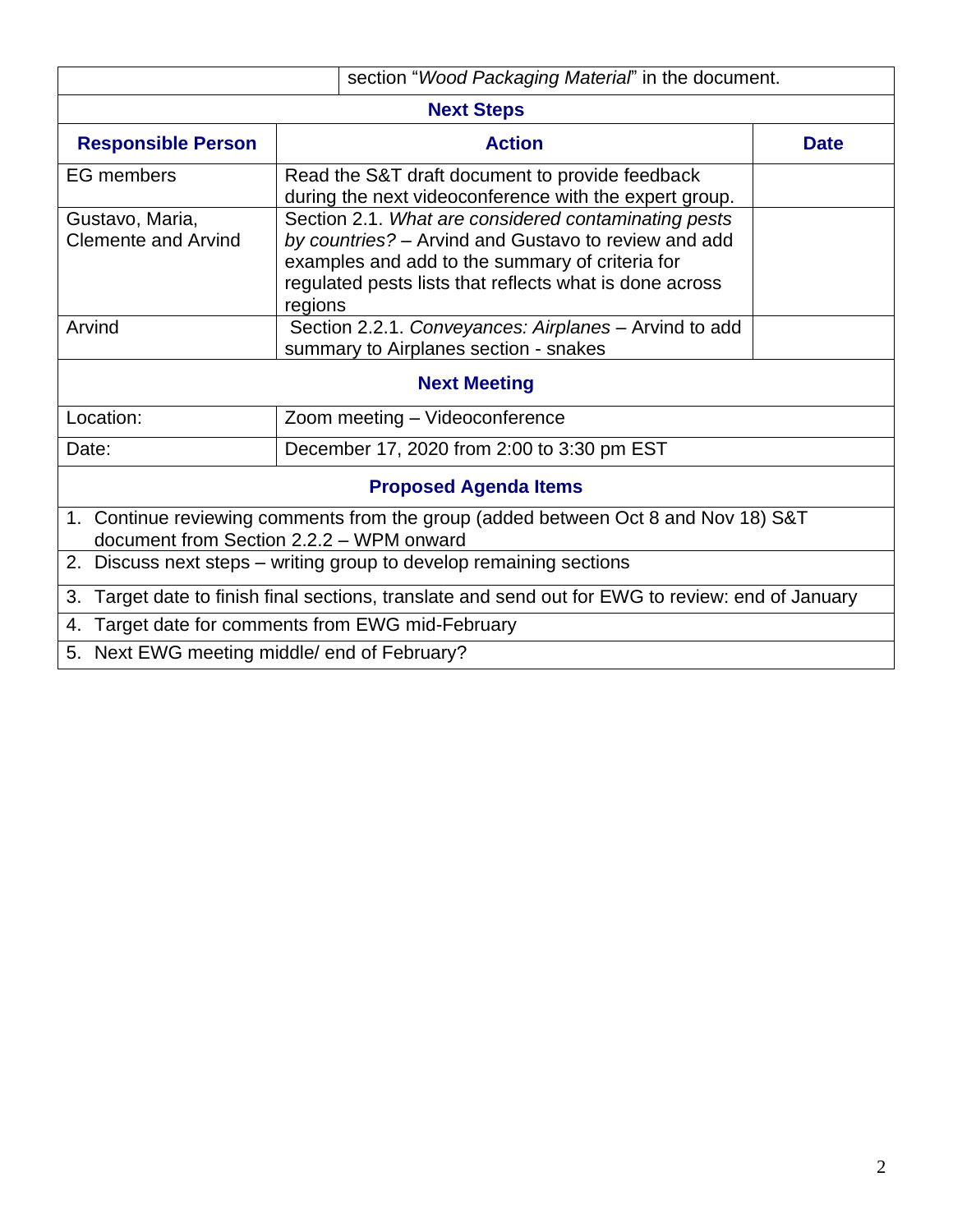| | |
|---|---|
| | section "*Wood Packaging Material*" in the document. |

**Next Steps**

| Responsible Person | Action | Date |
|---|---|---|
| EG members | Read the S&T draft document to provide feedback during the next videoconference with the expert group. | |
| Gustavo, Maria, Clemente and Arvind | Section 2.1. *What are considered contaminating pests by countries?* – Arvind and Gustavo to review and add examples and add to the summary of criteria for regulated pests lists that reflects what is done across regions | |
| Arvind | Section 2.2.1. *Conveyances: Airplanes* – Arvind to add summary to Airplanes section - snakes | |

**Next Meeting**

| | |
|---|---|
| Location: | Zoom meeting – Videoconference |
| Date: | December 17, 2020 from 2:00 to 3:30 pm EST |

**Proposed Agenda Items**

1. Continue reviewing comments from the group (added between Oct 8 and Nov 18) S&T document from Section 2.2.2 – WPM onward
2. Discuss next steps – writing group to develop remaining sections
3. Target date to finish final sections, translate and send out for EWG to review: end of January
4. Target date for comments from EWG mid-February
5. Next EWG meeting middle/ end of February?